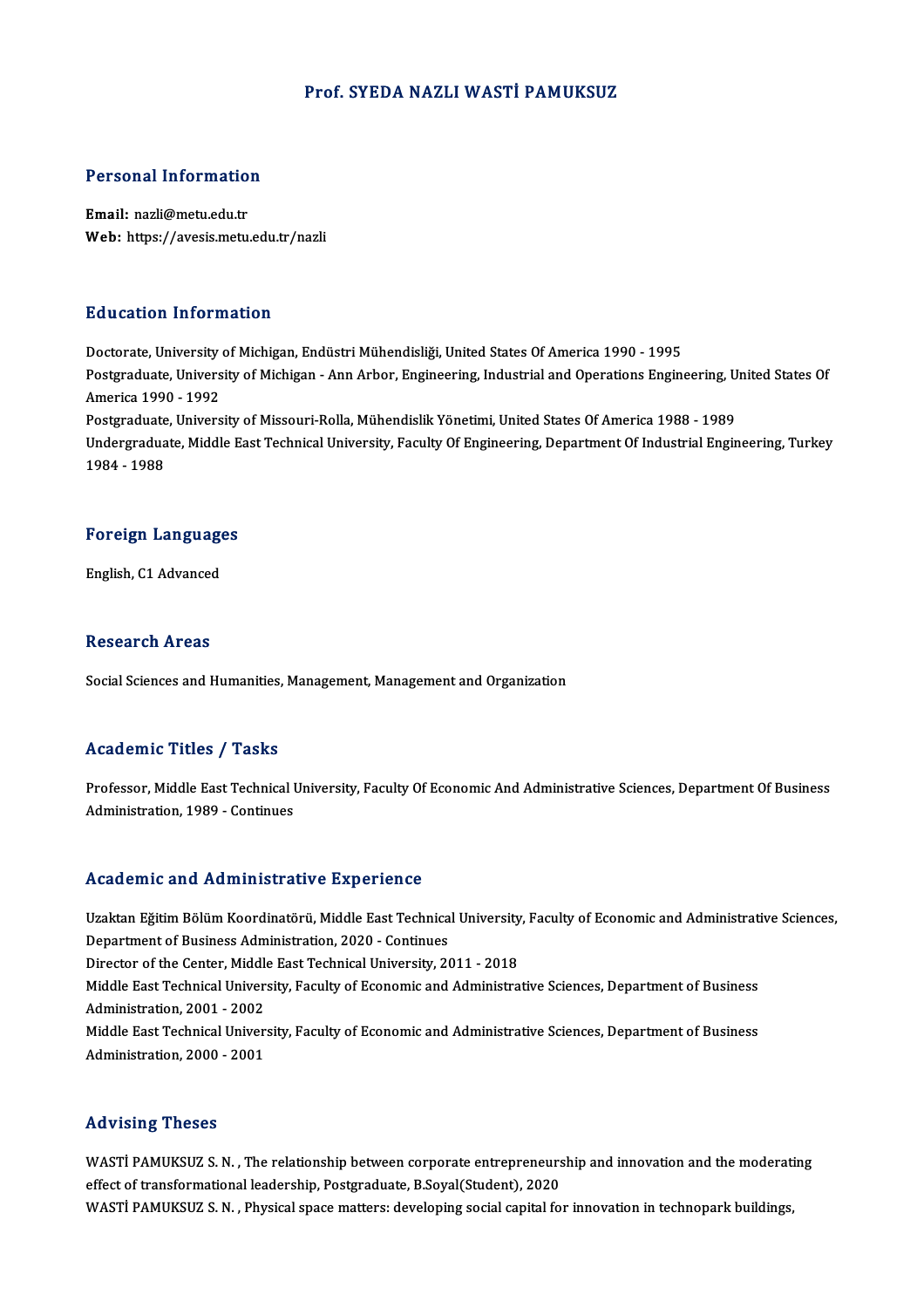# Prof. SYEDA NAZLI WASTİ PAMUKSUZ

## Personal Information

**Email:** nazli@metu.edu.tr
**Web:** https://avesis.metu.edu.tr/nazli

## Education Information

Doctorate, University of Michigan, Endüstri Mühendisliği, United States Of America 1990 - 1995
Postgraduate, University of Michigan - Ann Arbor, Engineering, Industrial and Operations Engineering, United States Of America 1990 - 1992
Postgraduate, University of Missouri-Rolla, Mühendislik Yönetimi, United States Of America 1988 - 1989
Undergraduate, Middle East Technical University, Faculty Of Engineering, Department Of Industrial Engineering, Turkey 1984 - 1988

## Foreign Languages

English, C1 Advanced

## Research Areas

Social Sciences and Humanities, Management, Management and Organization

## Academic Titles / Tasks

Professor, Middle East Technical University, Faculty Of Economic And Administrative Sciences, Department Of Business Administration, 1989 - Continues

## Academic and Administrative Experience

Uzaktan Eğitim Bölüm Koordinatörü, Middle East Technical University, Faculty of Economic and Administrative Sciences, Department of Business Administration, 2020 - Continues
Director of the Center, Middle East Technical University, 2011 - 2018
Middle East Technical University, Faculty of Economic and Administrative Sciences, Department of Business Administration, 2001 - 2002
Middle East Technical University, Faculty of Economic and Administrative Sciences, Department of Business Administration, 2000 - 2001

## Advising Theses

WASTİ PAMUKSUZ S. N. , The relationship between corporate entrepreneurship and innovation and the moderating effect of transformational leadership, Postgraduate, B.Soyal(Student), 2020
WASTİ PAMUKSUZ S. N. , Physical space matters: developing social capital for innovation in technopark buildings,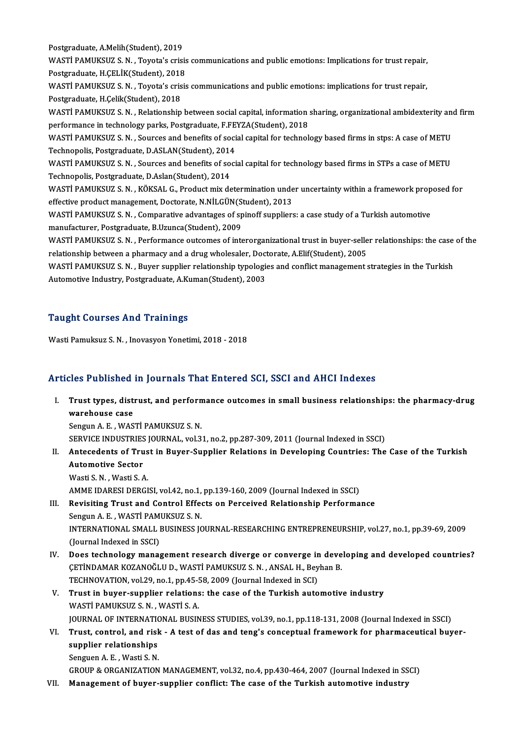Postgraduate, A.Melih(Student), 2019

WASTİ PAMUKSUZ S. N. , Toyota's crisis communications and public emotions: Implications for trust repair, Postgraduate, H.ÇELİK(Student), 2018

WASTİ PAMUKSUZ S. N. , Toyota's crisis communications and public emotions: implications for trust repair, Postgraduate, H.Çelik(Student), 2018

WASTİ PAMUKSUZ S. N. , Relationship between social capital, information sharing, organizational ambidexterity and firm performance in technology parks, Postgraduate, F.FEYZA(Student), 2018

WASTİ PAMUKSUZ S. N. , Sources and benefits of social capital for technology based firms in stps: A case of METU Technopolis, Postgraduate, D.ASLAN(Student), 2014

WASTİ PAMUKSUZ S. N. , Sources and benefits of social capital for technology based firms in STPs a case of METU Technopolis, Postgraduate, D.Aslan(Student), 2014

WASTİ PAMUKSUZ S. N. , KÖKSAL G., Product mix determination under uncertainty within a framework proposed for effective product management, Doctorate, N.NİLGÜN(Student), 2013

WASTİ PAMUKSUZ S. N. , Comparative advantages of spinoff suppliers: a case study of a Turkish automotive manufacturer, Postgraduate, B.Uzunca(Student), 2009

WASTİ PAMUKSUZ S. N. , Performance outcomes of interorganizational trust in buyer-seller relationships: the case of the relationship between a pharmacy and a drug wholesaler, Doctorate, A.Elif(Student), 2005

WASTİ PAMUKSUZ S. N. , Buyer supplier relationship typologies and conflict management strategies in the Turkish Automotive Industry, Postgraduate, A.Kuman(Student), 2003

## Taught Courses And Trainings

Wasti Pamuksuz S. N. , Inovasyon Yonetimi, 2018 - 2018

## Articles Published in Journals That Entered SCI, SSCI and AHCI Indexes

I. **Trust types, distrust, and performance outcomes in small business relationships: the pharmacy-drug warehouse case**
Sengun A. E. , WASTİ PAMUKSUZ S. N.
SERVICE INDUSTRIES JOURNAL, vol.31, no.2, pp.287-309, 2011 (Journal Indexed in SSCI)

II. **Antecedents of Trust in Buyer-Supplier Relations in Developing Countries: The Case of the Turkish Automotive Sector**
Wasti S. N. , Wasti S. A.
AMME IDARESI DERGISI, vol.42, no.1, pp.139-160, 2009 (Journal Indexed in SSCI)

III. **Revisiting Trust and Control Effects on Perceived Relationship Performance**
Sengun A. E. , WASTİ PAMUKSUZ S. N.
INTERNATIONAL SMALL BUSINESS JOURNAL-RESEARCHING ENTREPRENEURSHIP, vol.27, no.1, pp.39-69, 2009 (Journal Indexed in SSCI)

IV. **Does technology management research diverge or converge in developing and developed countries?**
ÇETİNDAMAR KOZANOĞLU D., WASTİ PAMUKSUZ S. N. , ANSAL H., Beyhan B.
TECHNOVATION, vol.29, no.1, pp.45-58, 2009 (Journal Indexed in SCI)

V. **Trust in buyer-supplier relations: the case of the Turkish automotive industry**
WASTİ PAMUKSUZ S. N. , WASTİ S. A.
JOURNAL OF INTERNATIONAL BUSINESS STUDIES, vol.39, no.1, pp.118-131, 2008 (Journal Indexed in SSCI)

VI. **Trust, control, and risk - A test of das and teng's conceptual framework for pharmaceutical buyer-supplier relationships**
Senguen A. E. , Wasti S. N.
GROUP & ORGANIZATION MANAGEMENT, vol.32, no.4, pp.430-464, 2007 (Journal Indexed in SSCI)

VII. **Management of buyer-supplier conflict: The case of the Turkish automotive industry**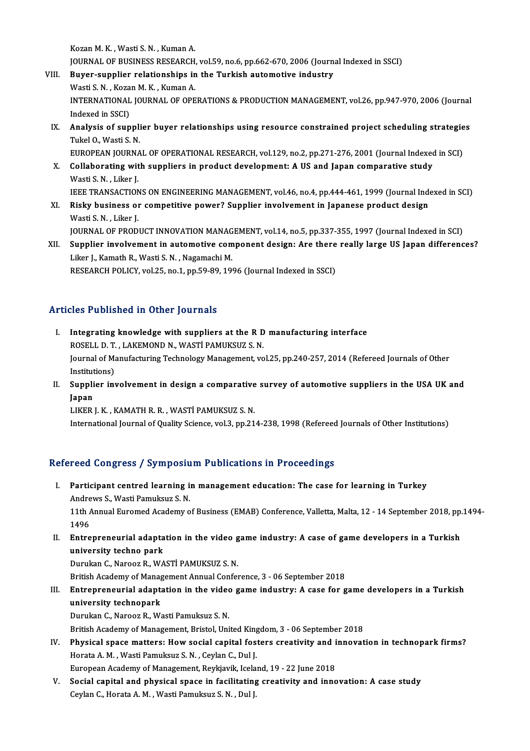Kozan M. K. , Wasti S. N. , Kuman A.
JOURNAL OF BUSINESS RESEARCH, vol.59, no.6, pp.662-670, 2006 (Journal Indexed in SSCI)

VIII. **Buyer-supplier relationships in the Turkish automotive industry**
Wasti S. N. , Kozan M. K. , Kuman A.
INTERNATIONAL JOURNAL OF OPERATIONS & PRODUCTION MANAGEMENT, vol.26, pp.947-970, 2006 (Journal Indexed in SSCI)

IX. **Analysis of supplier buyer relationships using resource constrained project scheduling strategies**
Tukel O., Wasti S. N.
EUROPEAN JOURNAL OF OPERATIONAL RESEARCH, vol.129, no.2, pp.271-276, 2001 (Journal Indexed in SCI)

X. **Collaborating with suppliers in product development: A US and Japan comparative study**
Wasti S. N. , Liker J.
IEEE TRANSACTIONS ON ENGINEERING MANAGEMENT, vol.46, no.4, pp.444-461, 1999 (Journal Indexed in SCI)

XI. **Risky business or competitive power? Supplier involvement in Japanese product design**
Wasti S. N. , Liker J.
JOURNAL OF PRODUCT INNOVATION MANAGEMENT, vol.14, no.5, pp.337-355, 1997 (Journal Indexed in SCI)

XII. **Supplier involvement in automotive component design: Are there really large US Japan differences?**
Liker J., Kamath R., Wasti S. N. , Nagamachi M.
RESEARCH POLICY, vol.25, no.1, pp.59-89, 1996 (Journal Indexed in SSCI)

## Articles Published in Other Journals

I. **Integrating knowledge with suppliers at the R D manufacturing interface**
ROSELL D. T. , LAKEMOND N., WASTİ PAMUKSUZ S. N.
Journal of Manufacturing Technology Management, vol.25, pp.240-257, 2014 (Refereed Journals of Other Institutions)

II. **Supplier involvement in design a comparative survey of automotive suppliers in the USA UK and Japan**
LIKER J. K. , KAMATH R. R. , WASTİ PAMUKSUZ S. N.
International Journal of Quality Science, vol.3, pp.214-238, 1998 (Refereed Journals of Other Institutions)

## Refereed Congress / Symposium Publications in Proceedings

I. **Participant centred learning in management education: The case for learning in Turkey**
Andrews S., Wasti Pamuksuz S. N.
11th Annual Euromed Academy of Business (EMAB) Conference, Valletta, Malta, 12 - 14 September 2018, pp.1494-1496

II. **Entrepreneurial adaptation in the video game industry: A case of game developers in a Turkish university techno park**
Durukan C., Narooz R., WASTİ PAMUKSUZ S. N.
British Academy of Management Annual Conference, 3 - 06 September 2018

III. **Entrepreneurial adaptation in the video game industry: A case for game developers in a Turkish university technopark**
Durukan C., Narooz R., Wasti Pamuksuz S. N.
British Academy of Management, Bristol, United Kingdom, 3 - 06 September 2018

IV. **Physical space matters: How social capital fosters creativity and innovation in technopark firms?**
Horata A. M. , Wasti Pamuksuz S. N. , Ceylan C., Dul J.
European Academy of Management, Reykjavik, Iceland, 19 - 22 June 2018

V. **Social capital and physical space in facilitating creativity and innovation: A case study**
Ceylan C., Horata A. M. , Wasti Pamuksuz S. N. , Dul J.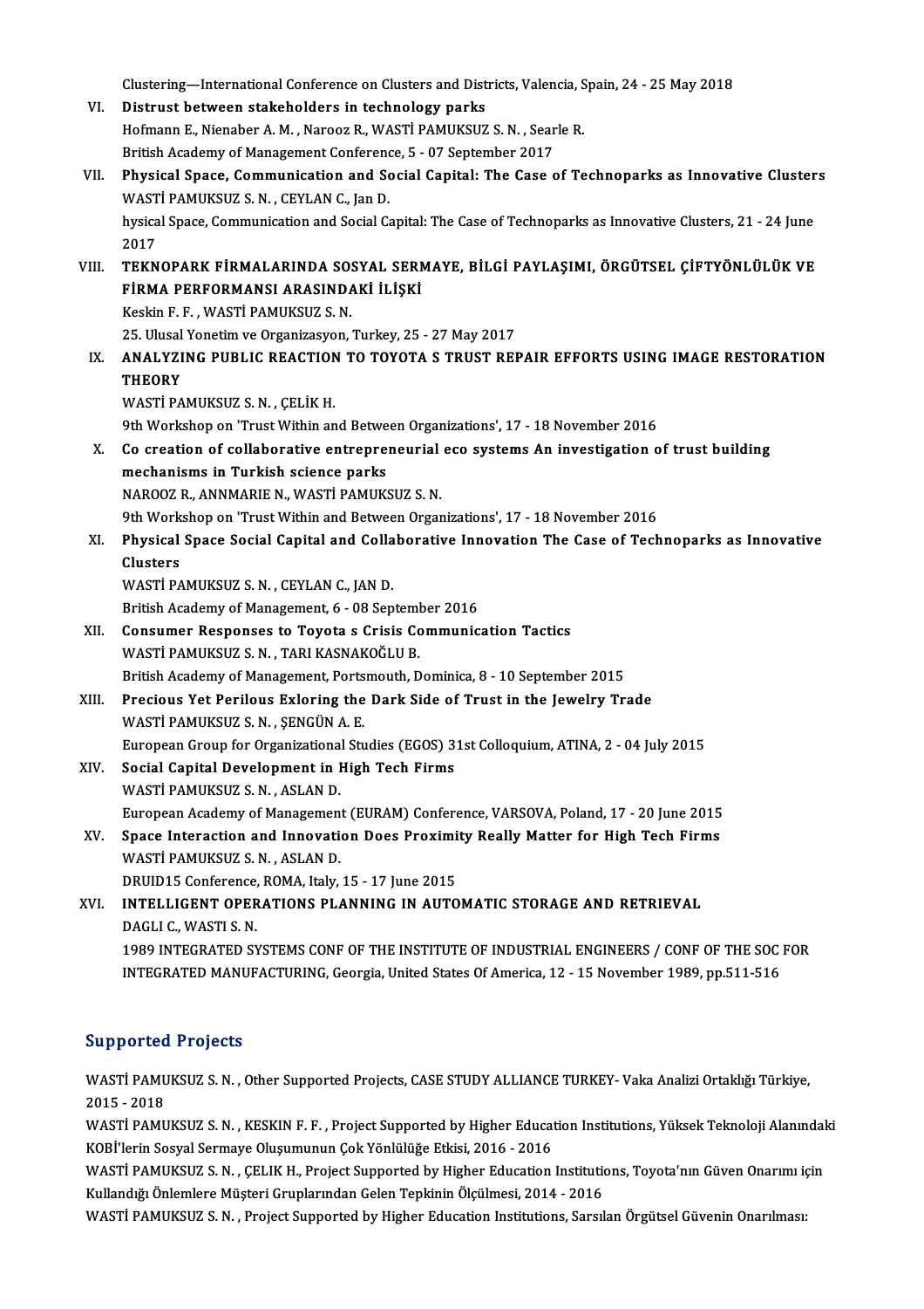Clustering—International Conference on Clusters and Districts, Valencia, Spain, 24 - 25 May 2018

VI. **Distrust between stakeholders in technology parks**
Hofmann E., Nienaber A. M. , Narooz R., WASTİ PAMUKSUZ S. N. , Searle R.
British Academy of Management Conference, 5 - 07 September 2017

VII. **Physical Space, Communication and Social Capital: The Case of Technoparks as Innovative Clusters**
WASTİ PAMUKSUZ S. N. , CEYLAN C., Jan D.
hysical Space, Communication and Social Capital: The Case of Technoparks as Innovative Clusters, 21 - 24 June 2017

VIII. **TEKNOPARK FİRMALARINDA SOSYAL SERMAYE, BİLGİ PAYLAŞIMI, ÖRGÜTSEL ÇİFTYÖNLÜLÜK VE FİRMA PERFORMANSI ARASINDAKİ İLİŞKİ**
Keskin F. F. , WASTİ PAMUKSUZ S. N.
25. Ulusal Yonetim ve Organizasyon, Turkey, 25 - 27 May 2017

IX. **ANALYZING PUBLIC REACTION TO TOYOTA S TRUST REPAIR EFFORTS USING IMAGE RESTORATION THEORY**
WASTİ PAMUKSUZ S. N. , ÇELİK H.
9th Workshop on 'Trust Within and Between Organizations', 17 - 18 November 2016

X. **Co creation of collaborative entrepreneurial eco systems An investigation of trust building mechanisms in Turkish science parks**
NAROOZ R., ANNMARIE N., WASTİ PAMUKSUZ S. N.
9th Workshop on 'Trust Within and Between Organizations', 17 - 18 November 2016

XI. **Physical Space Social Capital and Collaborative Innovation The Case of Technoparks as Innovative Clusters**
WASTİ PAMUKSUZ S. N. , CEYLAN C., JAN D.
British Academy of Management, 6 - 08 September 2016

XII. **Consumer Responses to Toyota s Crisis Communication Tactics**
WASTİ PAMUKSUZ S. N. , TARI KASNAKOĞLU B.
British Academy of Management, Portsmouth, Dominica, 8 - 10 September 2015

XIII. **Precious Yet Perilous Exloring the Dark Side of Trust in the Jewelry Trade**
WASTİ PAMUKSUZ S. N. , ŞENGÜN A. E.
European Group for Organizational Studies (EGOS) 31st Colloquium, ATINA, 2 - 04 July 2015

XIV. **Social Capital Development in High Tech Firms**
WASTİ PAMUKSUZ S. N. , ASLAN D.
European Academy of Management (EURAM) Conference, VARSOVA, Poland, 17 - 20 June 2015

XV. **Space Interaction and Innovation Does Proximity Really Matter for High Tech Firms**
WASTİ PAMUKSUZ S. N. , ASLAN D.
DRUID15 Conference, ROMA, Italy, 15 - 17 June 2015

XVI. **INTELLIGENT OPERATIONS PLANNING IN AUTOMATIC STORAGE AND RETRIEVAL**
DAGLI C., WASTI S. N.
1989 INTEGRATED SYSTEMS CONF OF THE INSTITUTE OF INDUSTRIAL ENGINEERS / CONF OF THE SOC FOR INTEGRATED MANUFACTURING, Georgia, United States Of America, 12 - 15 November 1989, pp.511-516

## Supported Projects

WASTİ PAMUKSUZ S. N. , Other Supported Projects, CASE STUDY ALLIANCE TURKEY- Vaka Analizi Ortaklığı Türkiye, 2015 - 2018

WASTİ PAMUKSUZ S. N. , KESKIN F. F. , Project Supported by Higher Education Institutions, Yüksek Teknoloji Alanındaki KOBİ'lerin Sosyal Sermaye Oluşumunun Çok Yönlülüğe Etkisi, 2016 - 2016

WASTİ PAMUKSUZ S. N. , ÇELIK H., Project Supported by Higher Education Institutions, Toyota'nın Güven Onarımı için Kullandığı Önlemlere Müşteri Gruplarından Gelen Tepkinin Ölçülmesi, 2014 - 2016

WASTİ PAMUKSUZ S. N. , Project Supported by Higher Education Institutions, Sarsılan Örgütsel Güvenin Onarılması: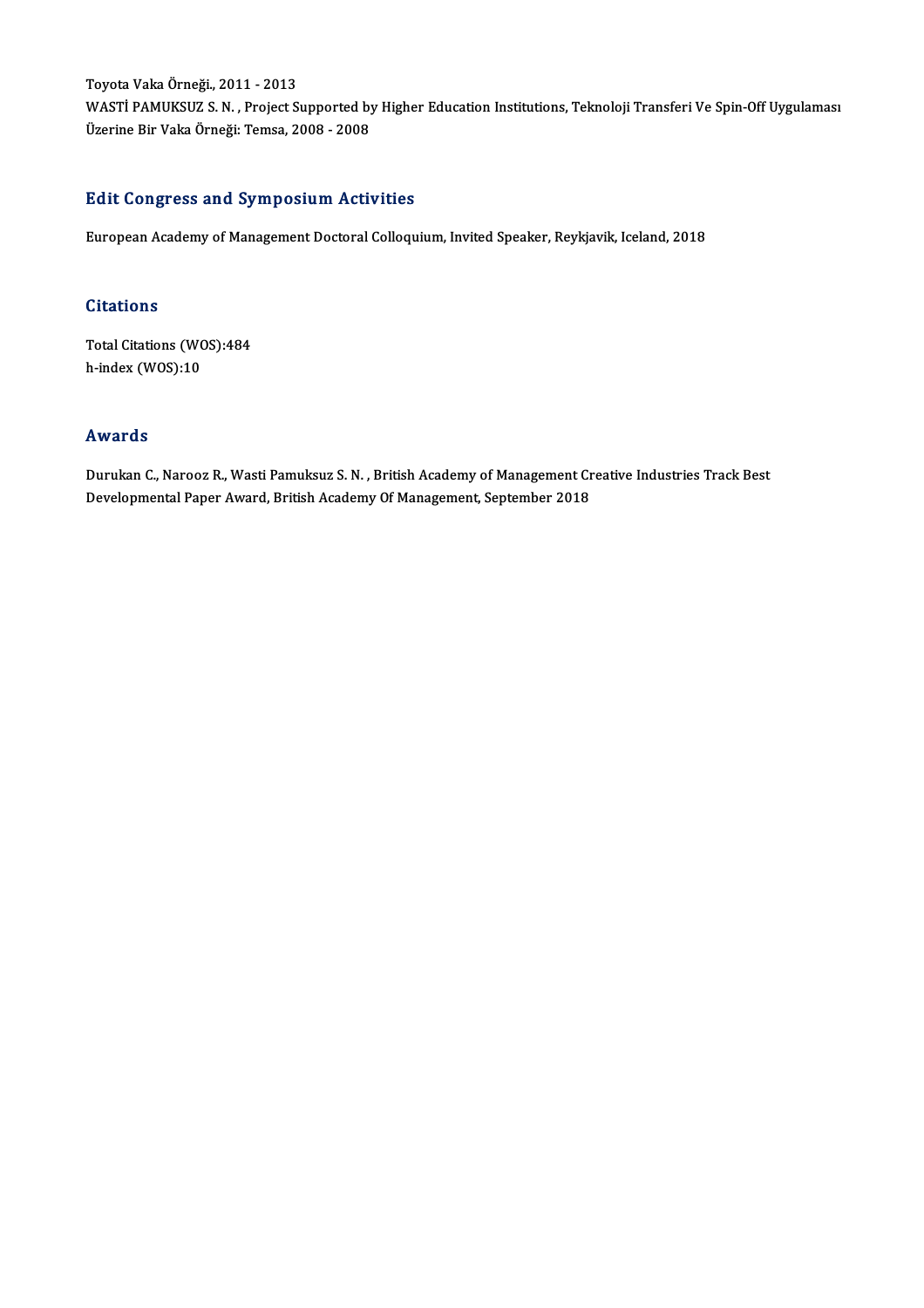Toyota Vaka Örneği., 2011 - 2013

WASTİ PAMUKSUZ S. N. , Project Supported by Higher Education Institutions, Teknoloji Transferi Ve Spin-Off Uygulaması Üzerine Bir Vaka Örneği: Temsa, 2008 - 2008

## Edit Congress and Symposium Activities

European Academy of Management Doctoral Colloquium, Invited Speaker, Reykjavik, Iceland, 2018

## Citations

Total Citations (WOS):484
h-index (WOS):10

## Awards

Durukan C., Narooz R., Wasti Pamuksuz S. N. , British Academy of Management Creative Industries Track Best Developmental Paper Award, British Academy Of Management, September 2018